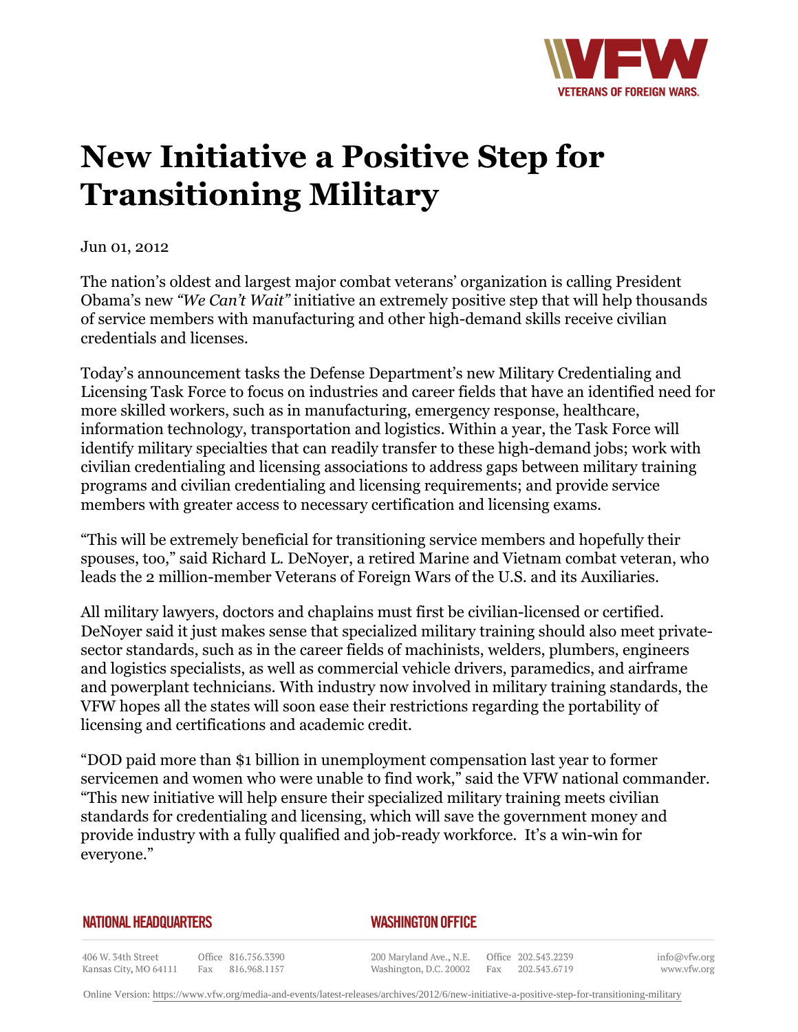# New Initiative a Positive Step for Transitioning Military

Jun 01, 2012

The nation's oldest and largest major combat veterans' organization is calling President Obama's new *"We Can't Wait"* initiative an extremely positive step that will help thousands of service members with manufacturing and other high-demand skills receive civilian credentials and licenses.

Today's announcement tasks the Defense Department's new Military Credentialing and Licensing Task Force to focus on industries and career fields that have an identified need for more skilled workers, such as in manufacturing, emergency response, healthcare, information technology, transportation and logistics. Within a year, the Task Force will identify military specialties that can readily transfer to these high-demand jobs; work with civilian credentialing and licensing associations to address gaps between military training programs and civilian credentialing and licensing requirements; and provide service members with greater access to necessary certification and licensing exams.

"This will be extremely beneficial for transitioning service members and hopefully their spouses, too," said Richard L. DeNoyer, a retired Marine and Vietnam combat veteran, who leads the 2 million-member Veterans of Foreign Wars of the U.S. and its Auxiliaries.

All military lawyers, doctors and chaplains must first be civilian-licensed or certified. DeNoyer said it just makes sense that specialized military training should also meet private-sector standards, such as in the career fields of machinists, welders, plumbers, engineers and logistics specialists, as well as commercial vehicle drivers, paramedics, and airframe and powerplant technicians. With industry now involved in military training standards, the VFW hopes all the states will soon ease their restrictions regarding the portability of licensing and certifications and academic credit.

"DOD paid more than $1 billion in unemployment compensation last year to former servicemen and women who were unable to find work," said the VFW national commander. "This new initiative will help ensure their specialized military training meets civilian standards for credentialing and licensing, which will save the government money and provide industry with a fully qualified and job-ready workforce. It's a win-win for everyone."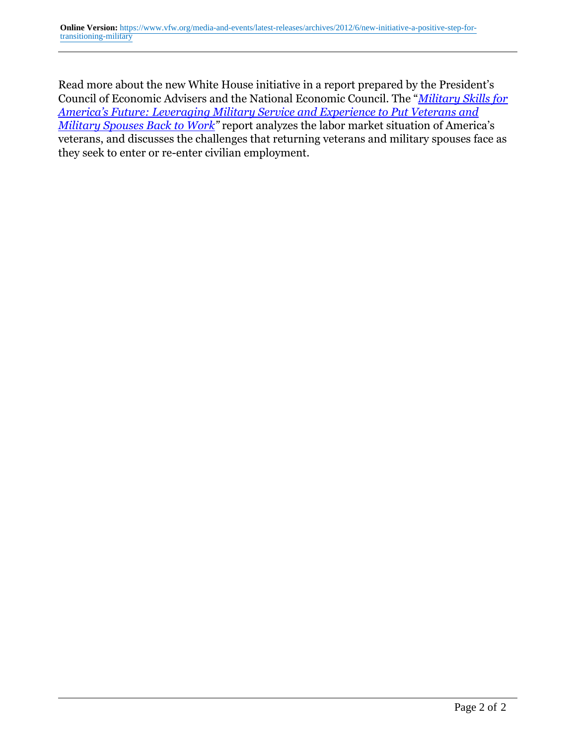Read more about the new White House initiative in a report prepared by the President's Council of Economic Advisers and the National Economic Council. The "*Military Skills for America's Future: Leveraging Military Service and Experience to Put Veterans and Military Spouses Back to Work*" report analyzes the labor market situation of America's veterans, and discusses the challenges that returning veterans and military spouses face as they seek to enter or re-enter civilian employment.